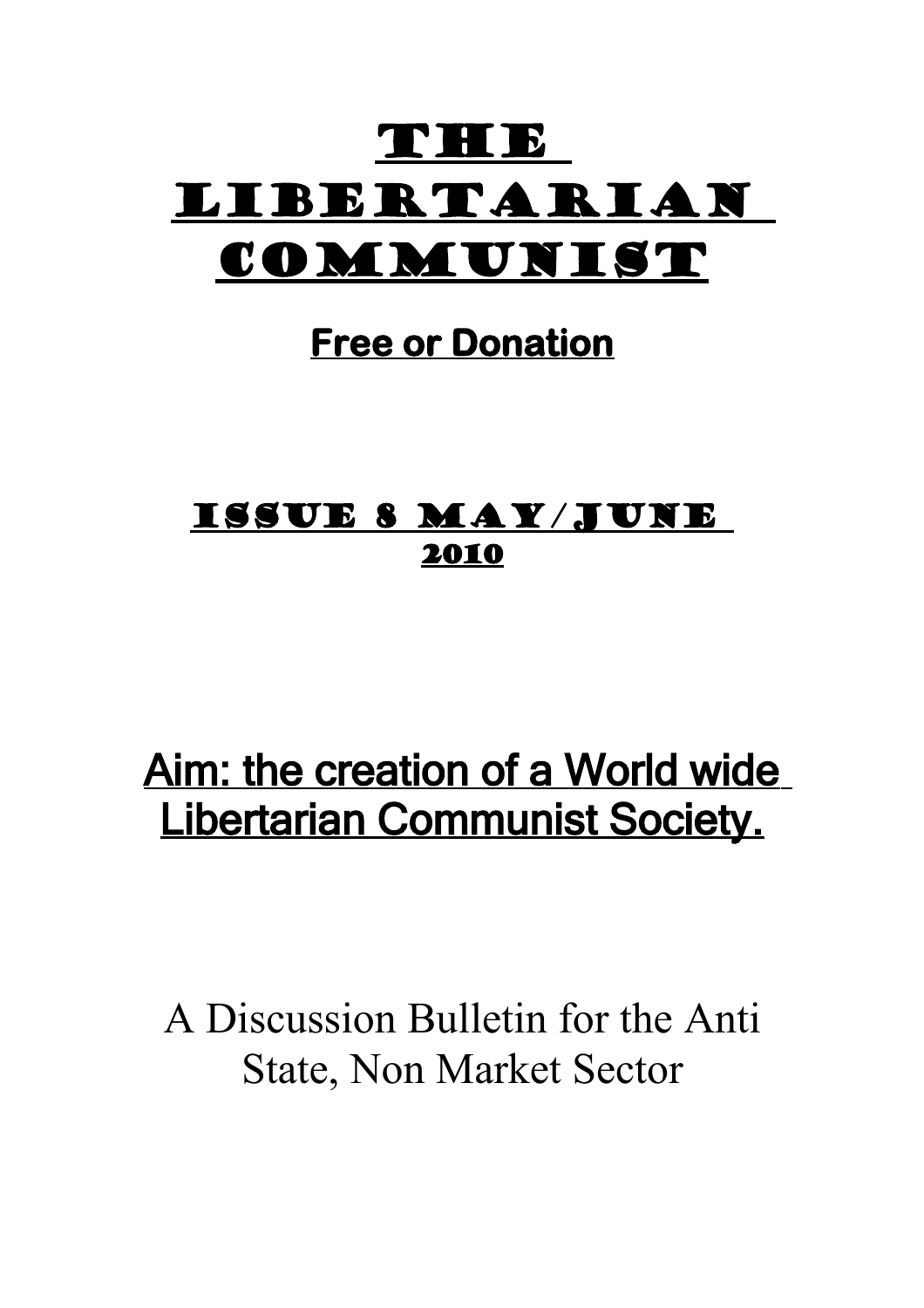# The Libertarian Communist

**Free or Donation**

## Issue 8 May/June 2010

## Aim: the creation of a World wide Libertarian Communist Society.

A Discussion Bulletin for the Anti State, Non Market Sector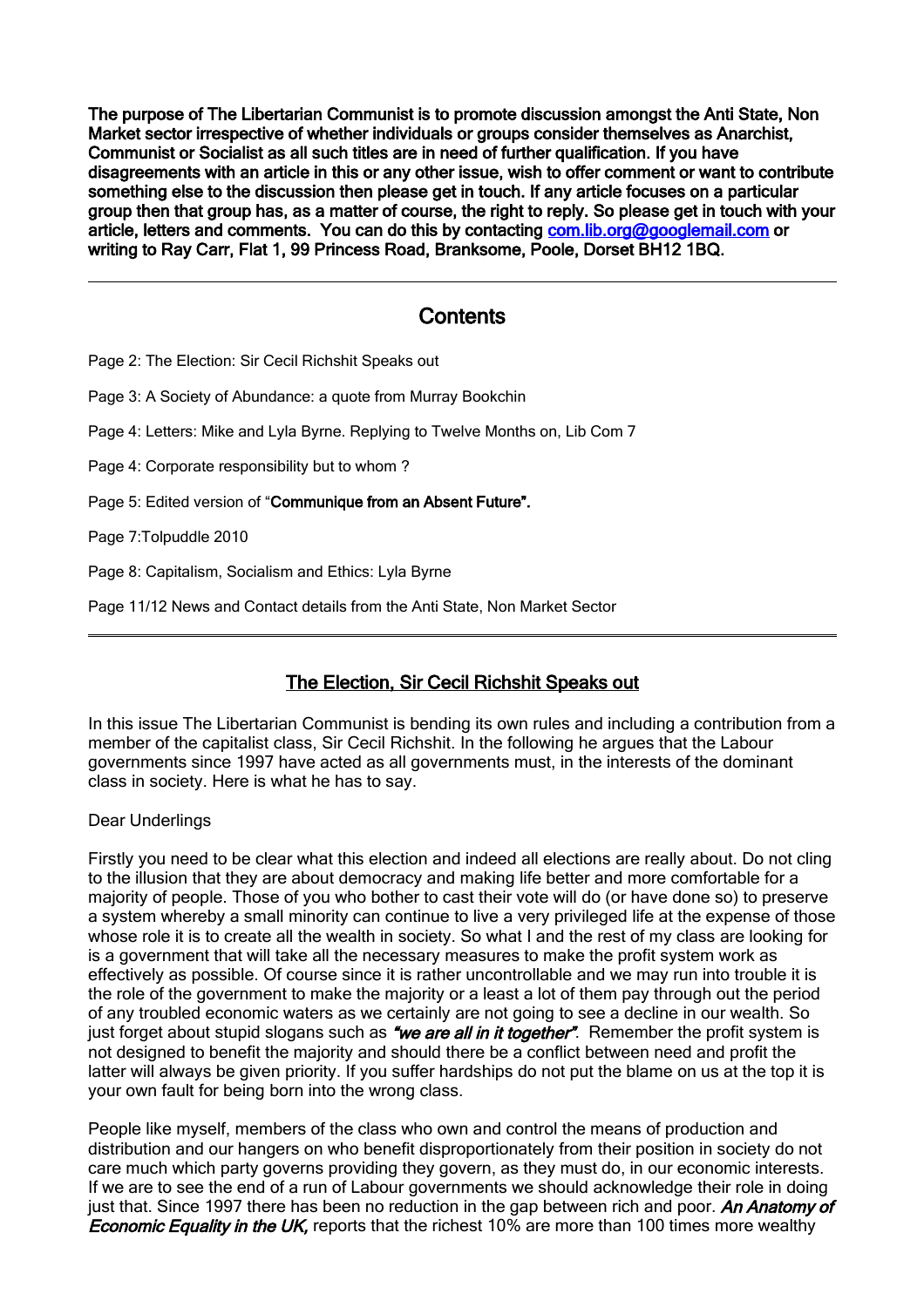**The purpose of The Libertarian Communist is to promote discussion amongst the Anti State, Non Market sector irrespective of whether individuals or groups consider themselves as Anarchist, Communist or Socialist as all such titles are in need of further qualification. If you have disagreements with an article in this or any other issue, wish to offer comment or want to contribute something else to the discussion then please get in touch. If any article focuses on a particular group then that group has, as a matter of course, the right to reply. So please get in touch with your article, letters and comments. You can do this by contacting [com.lib.org@googlemail.com](mailto:com.lib.org@googlemail.com) or writing to Ray Carr, Flat 1, 99 Princess Road, Branksome, Poole, Dorset BH12 1BQ.**

---

## Contents

Page 2: The Election: Sir Cecil Richshit Speaks out

Page 3: A Society of Abundance: a quote from Murray Bookchin

Page 4: Letters: Mike and Lyla Byrne. Replying to Twelve Months on, Lib Com 7

Page 4: Corporate responsibility but to whom ?

Page 5: Edited version of "**Communique from an Absent Future".**

Page 7:Tolpuddle 2010

Page 8: Capitalism, Socialism and Ethics: Lyla Byrne

Page 11/12 News and Contact details from the Anti State, Non Market Sector

---

## The Election, Sir Cecil Richshit Speaks out

In this issue The Libertarian Communist is bending its own rules and including a contribution from a member of the capitalist class, Sir Cecil Richshit. In the following he argues that the Labour governments since 1997 have acted as all governments must, in the interests of the dominant class in society. Here is what he has to say.

Dear Underlings

Firstly you need to be clear what this election and indeed all elections are really about. Do not cling to the illusion that they are about democracy and making life better and more comfortable for a majority of people. Those of you who bother to cast their vote will do (or have done so) to preserve a system whereby a small minority can continue to live a very privileged life at the expense of those whose role it is to create all the wealth in society. So what I and the rest of my class are looking for is a government that will take all the necessary measures to make the profit system work as effectively as possible. Of course since it is rather uncontrollable and we may run into trouble it is the role of the government to make the majority or a least a lot of them pay through out the period of any troubled economic waters as we certainly are not going to see a decline in our wealth. So just forget about stupid slogans such as ***"we are all in it together"***. Remember the profit system is not designed to benefit the majority and should there be a conflict between need and profit the latter will always be given priority. If you suffer hardships do not put the blame on us at the top it is your own fault for being born into the wrong class.

People like myself, members of the class who own and control the means of production and distribution and our hangers on who benefit disproportionately from their position in society do not care much which party governs providing they govern, as they must do, in our economic interests. If we are to see the end of a run of Labour governments we should acknowledge their role in doing just that. Since 1997 there has been no reduction in the gap between rich and poor. ***An Anatomy of Economic Equality in the UK,*** reports that the richest 10% are more than 100 times more wealthy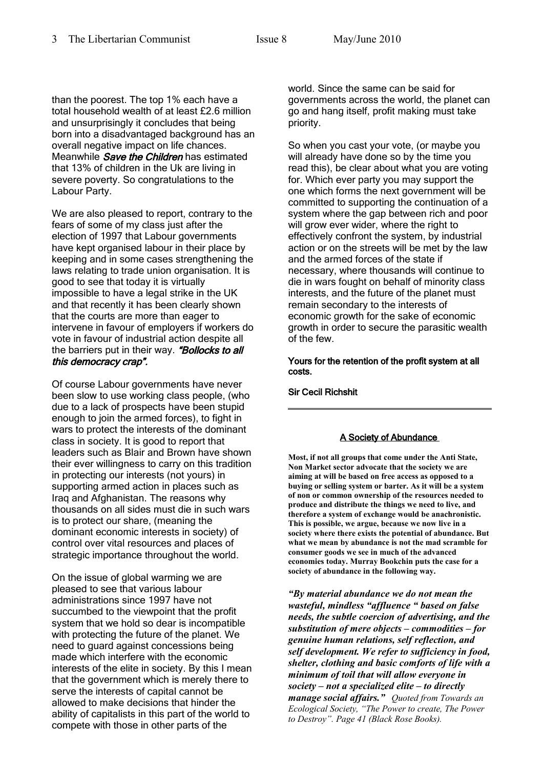than the poorest. The top 1% each have a total household wealth of at least £2.6 million and unsurprisingly it concludes that being born into a disadvantaged background has an overall negative impact on life chances. Meanwhile ***Save the Children*** has estimated that 13% of children in the Uk are living in severe poverty. So congratulations to the Labour Party.

We are also pleased to report, contrary to the fears of some of my class just after the election of 1997 that Labour governments have kept organised labour in their place by keeping and in some cases strengthening the laws relating to trade union organisation. It is good to see that today it is virtually impossible to have a legal strike in the UK and that recently it has been clearly shown that the courts are more than eager to intervene in favour of employers if workers do vote in favour of industrial action despite all the barriers put in their way. ***"Bollocks to all this democracy crap".***

Of course Labour governments have never been slow to use working class people, (who due to a lack of prospects have been stupid enough to join the armed forces), to fight in wars to protect the interests of the dominant class in society. It is good to report that leaders such as Blair and Brown have shown their ever willingness to carry on this tradition in protecting our interests (not yours) in supporting armed action in places such as Iraq and Afghanistan. The reasons why thousands on all sides must die in such wars is to protect our share, (meaning the dominant economic interests in society) of control over vital resources and places of strategic importance throughout the world.

On the issue of global warming we are pleased to see that various labour administrations since 1997 have not succumbed to the viewpoint that the profit system that we hold so dear is incompatible with protecting the future of the planet. We need to guard against concessions being made which interfere with the economic interests of the elite in society. By this I mean that the government which is merely there to serve the interests of capital cannot be allowed to make decisions that hinder the ability of capitalists in this part of the world to compete with those in other parts of the world. Since the same can be said for governments across the world, the planet can go and hang itself, profit making must take priority.

So when you cast your vote, (or maybe you will already have done so by the time you read this), be clear about what you are voting for. Which ever party you may support the one which forms the next government will be committed to supporting the continuation of a system where the gap between rich and poor will grow ever wider, where the right to effectively confront the system, by industrial action or on the streets will be met by the law and the armed forces of the state if necessary, where thousands will continue to die in wars fought on behalf of minority class interests, and the future of the planet must remain secondary to the interests of economic growth for the sake of economic growth in order to secure the parasitic wealth of the few.

**Yours for the retention of the profit system at all costs.**

**Sir Cecil Richshit**

---

## A Society of Abundance

**Most, if not all groups that come under the Anti State, Non Market sector advocate that the society we are aiming at will be based on free access as opposed to a buying or selling system or barter. As it will be a system of non or common ownership of the resources needed to produce and distribute the things we need to live, and therefore a system of exchange would be anachronistic. This is possible, we argue, because we now live in a society where there exists the potential of abundance. But what we mean by abundance is not the mad scramble for consumer goods we see in much of the advanced economies today. Murray Bookchin puts the case for a society of abundance in the following way.**

***"By material abundance we do not mean the wasteful, mindless "affluence " based on false needs, the subtle coercion of advertising, and the substitution of mere objects – commodities – for genuine human relations, self reflection, and self development. We refer to sufficiency in food, shelter, clothing and basic comforts of life with a minimum of toil that will allow everyone in society – not a specialized elite – to directly manage social affairs."*** *Quoted from Towards an Ecological Society, "The Power to create, The Power to Destroy". Page 41 (Black Rose Books).*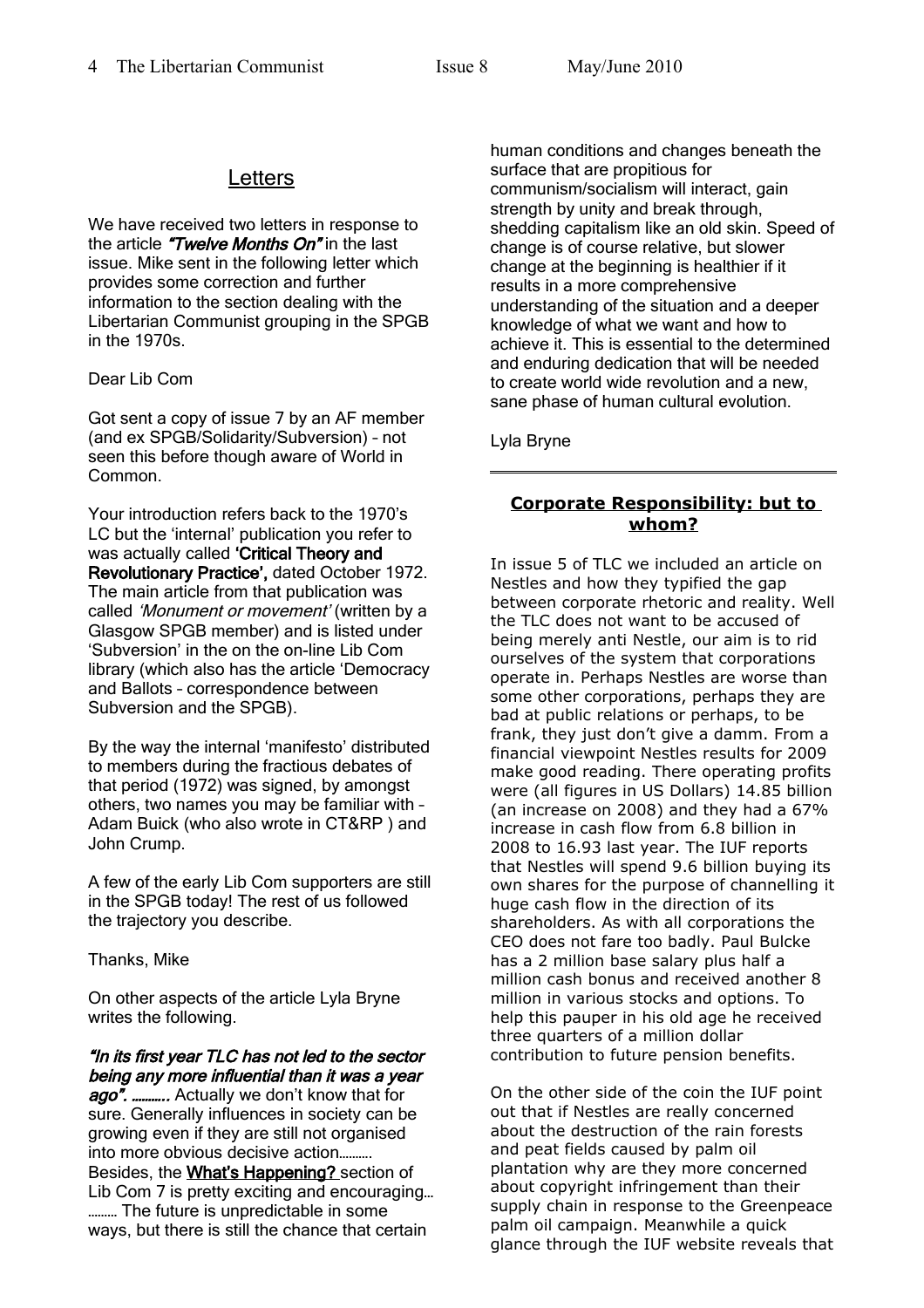## Letters

We have received two letters in response to the article ***"Twelve Months On"*** in the last issue. Mike sent in the following letter which provides some correction and further information to the section dealing with the Libertarian Communist grouping in the SPGB in the 1970s.

Dear Lib Com

Got sent a copy of issue 7 by an AF member (and ex SPGB/Solidarity/Subversion) – not seen this before though aware of World in Common.

Your introduction refers back to the 1970's LC but the 'internal' publication you refer to was actually called **'Critical Theory and Revolutionary Practice',** dated October 1972. The main article from that publication was called *'Monument or movement'* (written by a Glasgow SPGB member) and is listed under 'Subversion' in the on the on-line Lib Com library (which also has the article 'Democracy and Ballots – correspondence between Subversion and the SPGB).

By the way the internal 'manifesto' distributed to members during the fractious debates of that period (1972) was signed, by amongst others, two names you may be familiar with – Adam Buick (who also wrote in CT&RP ) and John Crump.

A few of the early Lib Com supporters are still in the SPGB today! The rest of us followed the trajectory you describe.

Thanks, Mike

On other aspects of the article Lyla Bryne writes the following.

***"In its first year TLC has not led to the sector being any more influential than it was a year ago". ……….*** Actually we don't know that for sure. Generally influences in society can be growing even if they are still not organised into more obvious decisive action………. Besides, the **What's Happening?** section of Lib Com 7 is pretty exciting and encouraging… ……… The future is unpredictable in some ways, but there is still the chance that certain human conditions and changes beneath the surface that are propitious for communism/socialism will interact, gain strength by unity and break through, shedding capitalism like an old skin. Speed of change is of course relative, but slower change at the beginning is healthier if it results in a more comprehensive understanding of the situation and a deeper knowledge of what we want and how to achieve it. This is essential to the determined and enduring dedication that will be needed to create world wide revolution and a new, sane phase of human cultural evolution.

Lyla Bryne

---

### Corporate Responsibility: but to whom?

In issue 5 of TLC we included an article on Nestles and how they typified the gap between corporate rhetoric and reality. Well the TLC does not want to be accused of being merely anti Nestle, our aim is to rid ourselves of the system that corporations operate in. Perhaps Nestles are worse than some other corporations, perhaps they are bad at public relations or perhaps, to be frank, they just don't give a damm. From a financial viewpoint Nestles results for 2009 make good reading. There operating profits were (all figures in US Dollars) 14.85 billion (an increase on 2008) and they had a 67% increase in cash flow from 6.8 billion in 2008 to 16.93 last year. The IUF reports that Nestles will spend 9.6 billion buying its own shares for the purpose of channelling it huge cash flow in the direction of its shareholders. As with all corporations the CEO does not fare too badly. Paul Bulcke has a 2 million base salary plus half a million cash bonus and received another 8 million in various stocks and options. To help this pauper in his old age he received three quarters of a million dollar contribution to future pension benefits.

On the other side of the coin the IUF point out that if Nestles are really concerned about the destruction of the rain forests and peat fields caused by palm oil plantation why are they more concerned about copyright infringement than their supply chain in response to the Greenpeace palm oil campaign. Meanwhile a quick glance through the IUF website reveals that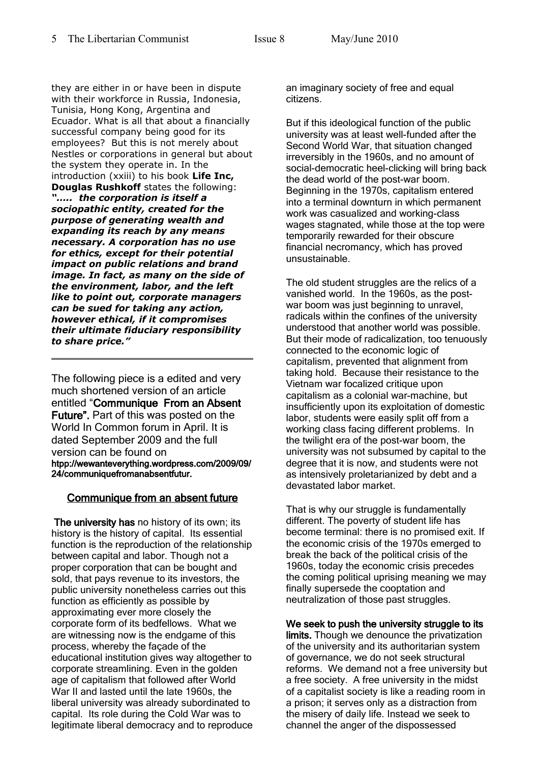they are either in or have been in dispute with their workforce in Russia, Indonesia, Tunisia, Hong Kong, Argentina and Ecuador. What is all that about a financially successful company being good for its employees? But this is not merely about Nestles or corporations in general but about the system they operate in. In the introduction (xxiii) to his book **Life Inc, Douglas Rushkoff** states the following: ***"….. the corporation is itself a sociopathic entity, created for the purpose of generating wealth and expanding its reach by any means necessary. A corporation has no use for ethics, except for their potential impact on public relations and brand image. In fact, as many on the side of the environment, labor, and the left like to point out, corporate managers can be sued for taking any action, however ethical, if it compromises their ultimate fiduciary responsibility to share price."***

---

The following piece is a edited and very much shortened version of an article entitled "**Communique From an Absent Future**". Part of this was posted on the World In Common forum in April. It is dated September 2009 and the full version can be found on **htpp://wewanteverything.wordpress.com/2009/09/24/communiquefromanabsentfutur.**

## Communique from an absent future

**The university has** no history of its own; its history is the history of capital. Its essential function is the reproduction of the relationship between capital and labor. Though not a proper corporation that can be bought and sold, that pays revenue to its investors, the public university nonetheless carries out this function as efficiently as possible by approximating ever more closely the corporate form of its bedfellows. What we are witnessing now is the endgame of this process, whereby the façade of the educational institution gives way altogether to corporate streamlining. Even in the golden age of capitalism that followed after World War II and lasted until the late 1960s, the liberal university was already subordinated to capital. Its role during the Cold War was to legitimate liberal democracy and to reproduce an imaginary society of free and equal citizens.

But if this ideological function of the public university was at least well-funded after the Second World War, that situation changed irreversibly in the 1960s, and no amount of social-democratic heel-clicking will bring back the dead world of the post-war boom. Beginning in the 1970s, capitalism entered into a terminal downturn in which permanent work was casualized and working-class wages stagnated, while those at the top were temporarily rewarded for their obscure financial necromancy, which has proved unsustainable.

The old student struggles are the relics of a vanished world. In the 1960s, as the post-war boom was just beginning to unravel, radicals within the confines of the university understood that another world was possible. But their mode of radicalization, too tenuously connected to the economic logic of capitalism, prevented that alignment from taking hold. Because their resistance to the Vietnam war focalized critique upon capitalism as a colonial war-machine, but insufficiently upon its exploitation of domestic labor, students were easily split off from a working class facing different problems. In the twilight era of the post-war boom, the university was not subsumed by capital to the degree that it is now, and students were not as intensively proletarianized by debt and a devastated labor market.

That is why our struggle is fundamentally different. The poverty of student life has become terminal: there is no promised exit. If the economic crisis of the 1970s emerged to break the back of the political crisis of the 1960s, today the economic crisis precedes the coming political uprising meaning we may finally supersede the cooptation and neutralization of those past struggles.

**We seek to push the university struggle to its limits.** Though we denounce the privatization of the university and its authoritarian system of governance, we do not seek structural reforms. We demand not a free university but a free society. A free university in the midst of a capitalist society is like a reading room in a prison; it serves only as a distraction from the misery of daily life. Instead we seek to channel the anger of the dispossessed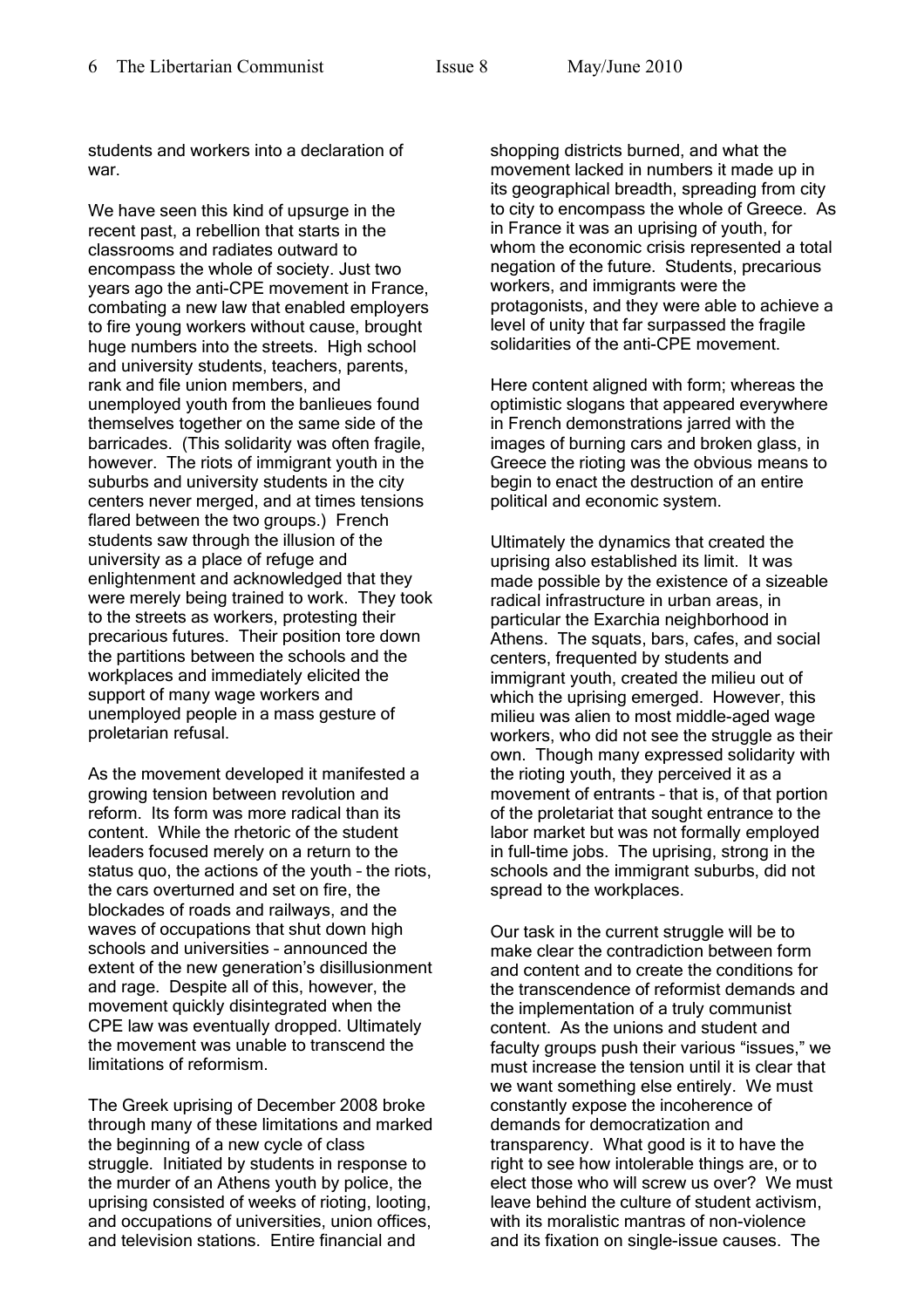students and workers into a declaration of war.

We have seen this kind of upsurge in the recent past, a rebellion that starts in the classrooms and radiates outward to encompass the whole of society. Just two years ago the anti-CPE movement in France, combating a new law that enabled employers to fire young workers without cause, brought huge numbers into the streets. High school and university students, teachers, parents, rank and file union members, and unemployed youth from the banlieues found themselves together on the same side of the barricades. (This solidarity was often fragile, however. The riots of immigrant youth in the suburbs and university students in the city centers never merged, and at times tensions flared between the two groups.) French students saw through the illusion of the university as a place of refuge and enlightenment and acknowledged that they were merely being trained to work. They took to the streets as workers, protesting their precarious futures. Their position tore down the partitions between the schools and the workplaces and immediately elicited the support of many wage workers and unemployed people in a mass gesture of proletarian refusal.

As the movement developed it manifested a growing tension between revolution and reform. Its form was more radical than its content. While the rhetoric of the student leaders focused merely on a return to the status quo, the actions of the youth – the riots, the cars overturned and set on fire, the blockades of roads and railways, and the waves of occupations that shut down high schools and universities – announced the extent of the new generation's disillusionment and rage. Despite all of this, however, the movement quickly disintegrated when the CPE law was eventually dropped. Ultimately the movement was unable to transcend the limitations of reformism.

The Greek uprising of December 2008 broke through many of these limitations and marked the beginning of a new cycle of class struggle. Initiated by students in response to the murder of an Athens youth by police, the uprising consisted of weeks of rioting, looting, and occupations of universities, union offices, and television stations. Entire financial and shopping districts burned, and what the movement lacked in numbers it made up in its geographical breadth, spreading from city to city to encompass the whole of Greece. As in France it was an uprising of youth, for whom the economic crisis represented a total negation of the future. Students, precarious workers, and immigrants were the protagonists, and they were able to achieve a level of unity that far surpassed the fragile solidarities of the anti-CPE movement.

Here content aligned with form; whereas the optimistic slogans that appeared everywhere in French demonstrations jarred with the images of burning cars and broken glass, in Greece the rioting was the obvious means to begin to enact the destruction of an entire political and economic system.

Ultimately the dynamics that created the uprising also established its limit. It was made possible by the existence of a sizeable radical infrastructure in urban areas, in particular the Exarchia neighborhood in Athens. The squats, bars, cafes, and social centers, frequented by students and immigrant youth, created the milieu out of which the uprising emerged. However, this milieu was alien to most middle-aged wage workers, who did not see the struggle as their own. Though many expressed solidarity with the rioting youth, they perceived it as a movement of entrants – that is, of that portion of the proletariat that sought entrance to the labor market but was not formally employed in full-time jobs. The uprising, strong in the schools and the immigrant suburbs, did not spread to the workplaces.

Our task in the current struggle will be to make clear the contradiction between form and content and to create the conditions for the transcendence of reformist demands and the implementation of a truly communist content. As the unions and student and faculty groups push their various "issues," we must increase the tension until it is clear that we want something else entirely. We must constantly expose the incoherence of demands for democratization and transparency. What good is it to have the right to see how intolerable things are, or to elect those who will screw us over? We must leave behind the culture of student activism, with its moralistic mantras of non-violence and its fixation on single-issue causes. The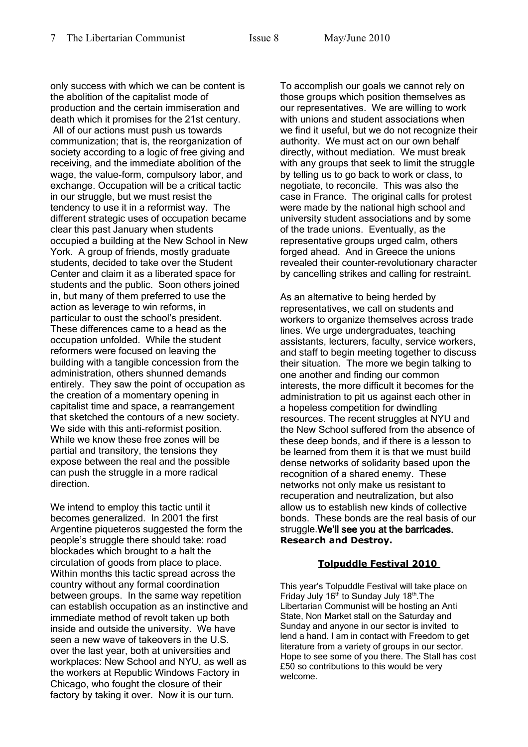only success with which we can be content is the abolition of the capitalist mode of production and the certain immiseration and death which it promises for the 21st century. All of our actions must push us towards communization; that is, the reorganization of society according to a logic of free giving and receiving, and the immediate abolition of the wage, the value-form, compulsory labor, and exchange. Occupation will be a critical tactic in our struggle, but we must resist the tendency to use it in a reformist way. The different strategic uses of occupation became clear this past January when students occupied a building at the New School in New York. A group of friends, mostly graduate students, decided to take over the Student Center and claim it as a liberated space for students and the public. Soon others joined in, but many of them preferred to use the action as leverage to win reforms, in particular to oust the school's president. These differences came to a head as the occupation unfolded. While the student reformers were focused on leaving the building with a tangible concession from the administration, others shunned demands entirely. They saw the point of occupation as the creation of a momentary opening in capitalist time and space, a rearrangement that sketched the contours of a new society. We side with this anti-reformist position. While we know these free zones will be partial and transitory, the tensions they expose between the real and the possible can push the struggle in a more radical direction.

We intend to employ this tactic until it becomes generalized. In 2001 the first Argentine piqueteros suggested the form the people's struggle there should take: road blockades which brought to a halt the circulation of goods from place to place. Within months this tactic spread across the country without any formal coordination between groups. In the same way repetition can establish occupation as an instinctive and immediate method of revolt taken up both inside and outside the university. We have seen a new wave of takeovers in the U.S. over the last year, both at universities and workplaces: New School and NYU, as well as the workers at Republic Windows Factory in Chicago, who fought the closure of their factory by taking it over. Now it is our turn.

To accomplish our goals we cannot rely on those groups which position themselves as our representatives. We are willing to work with unions and student associations when we find it useful, but we do not recognize their authority. We must act on our own behalf directly, without mediation. We must break with any groups that seek to limit the struggle by telling us to go back to work or class, to negotiate, to reconcile. This was also the case in France. The original calls for protest were made by the national high school and university student associations and by some of the trade unions. Eventually, as the representative groups urged calm, others forged ahead. And in Greece the unions revealed their counter-revolutionary character by cancelling strikes and calling for restraint.

As an alternative to being herded by representatives, we call on students and workers to organize themselves across trade lines. We urge undergraduates, teaching assistants, lecturers, faculty, service workers, and staff to begin meeting together to discuss their situation. The more we begin talking to one another and finding our common interests, the more difficult it becomes for the administration to pit us against each other in a hopeless competition for dwindling resources. The recent struggles at NYU and the New School suffered from the absence of these deep bonds, and if there is a lesson to be learned from them it is that we must build dense networks of solidarity based upon the recognition of a shared enemy. These networks not only make us resistant to recuperation and neutralization, but also allow us to establish new kinds of collective bonds. These bonds are the real basis of our struggle. **We'll see you at the barricades.**
**Research and Destroy.**

## Tolpuddle Festival 2010

This year's Tolpuddle Festival will take place on Friday July 16th to Sunday July 18th. The Libertarian Communist will be hosting an Anti State, Non Market stall on the Saturday and Sunday and anyone in our sector is invited to lend a hand. I am in contact with Freedom to get literature from a variety of groups in our sector. Hope to see some of you there. The Stall has cost £50 so contributions to this would be very welcome.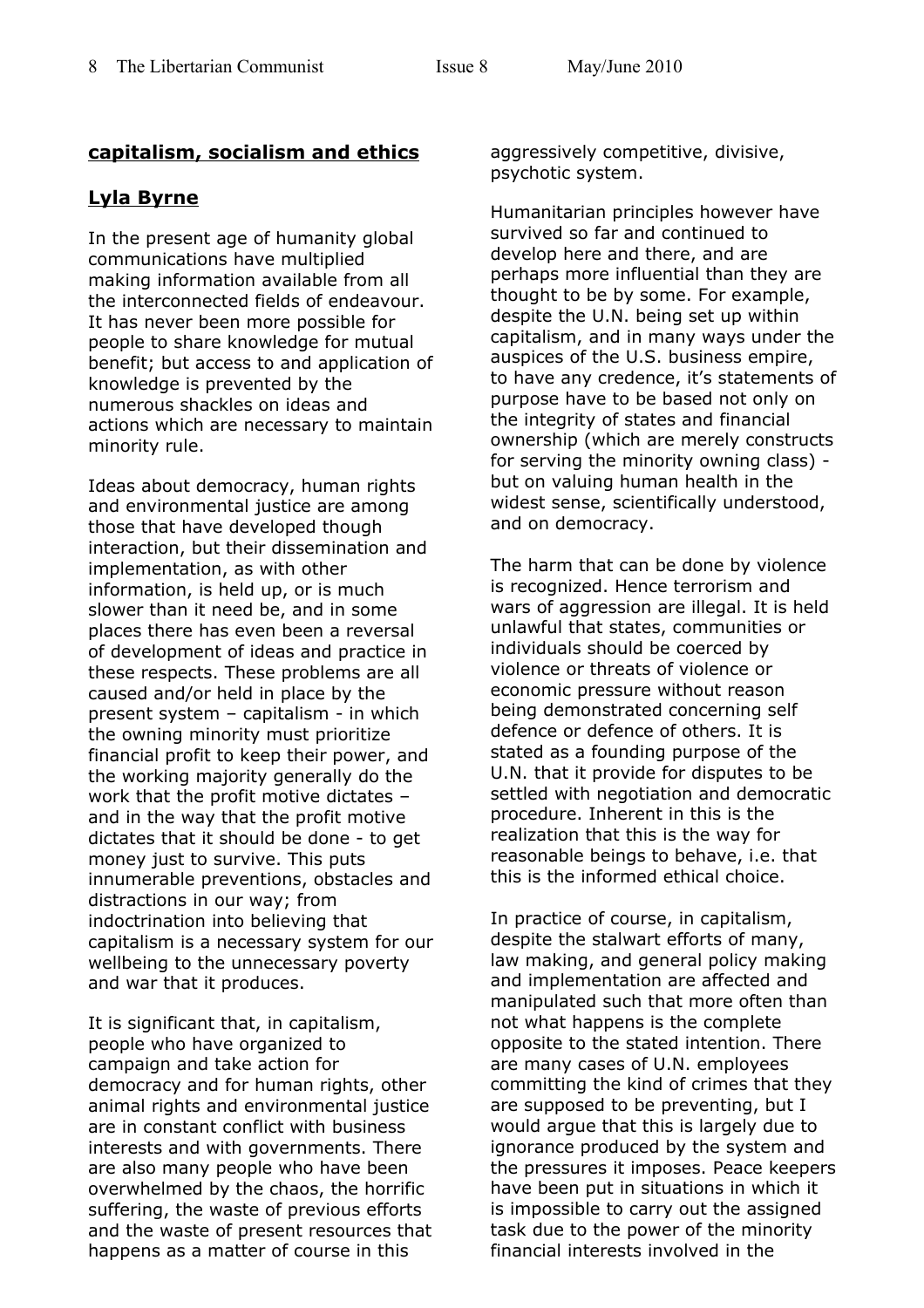## **capitalism, socialism and ethics**

## **Lyla Byrne**

In the present age of humanity global communications have multiplied making information available from all the interconnected fields of endeavour. It has never been more possible for people to share knowledge for mutual benefit; but access to and application of knowledge is prevented by the numerous shackles on ideas and actions which are necessary to maintain minority rule.

Ideas about democracy, human rights and environmental justice are among those that have developed though interaction, but their dissemination and implementation, as with other information, is held up, or is much slower than it need be, and in some places there has even been a reversal of development of ideas and practice in these respects. These problems are all caused and/or held in place by the present system – capitalism - in which the owning minority must prioritize financial profit to keep their power, and the working majority generally do the work that the profit motive dictates – and in the way that the profit motive dictates that it should be done - to get money just to survive. This puts innumerable preventions, obstacles and distractions in our way; from indoctrination into believing that capitalism is a necessary system for our wellbeing to the unnecessary poverty and war that it produces.

It is significant that, in capitalism, people who have organized to campaign and take action for democracy and for human rights, other animal rights and environmental justice are in constant conflict with business interests and with governments. There are also many people who have been overwhelmed by the chaos, the horrific suffering, the waste of previous efforts and the waste of present resources that happens as a matter of course in this aggressively competitive, divisive, psychotic system.

Humanitarian principles however have survived so far and continued to develop here and there, and are perhaps more influential than they are thought to be by some. For example, despite the U.N. being set up within capitalism, and in many ways under the auspices of the U.S. business empire, to have any credence, it's statements of purpose have to be based not only on the integrity of states and financial ownership (which are merely constructs for serving the minority owning class) - but on valuing human health in the widest sense, scientifically understood, and on democracy.

The harm that can be done by violence is recognized. Hence terrorism and wars of aggression are illegal. It is held unlawful that states, communities or individuals should be coerced by violence or threats of violence or economic pressure without reason being demonstrated concerning self defence or defence of others. It is stated as a founding purpose of the U.N. that it provide for disputes to be settled with negotiation and democratic procedure. Inherent in this is the realization that this is the way for reasonable beings to behave, i.e. that this is the informed ethical choice.

In practice of course, in capitalism, despite the stalwart efforts of many, law making, and general policy making and implementation are affected and manipulated such that more often than not what happens is the complete opposite to the stated intention. There are many cases of U.N. employees committing the kind of crimes that they are supposed to be preventing, but I would argue that this is largely due to ignorance produced by the system and the pressures it imposes. Peace keepers have been put in situations in which it is impossible to carry out the assigned task due to the power of the minority financial interests involved in the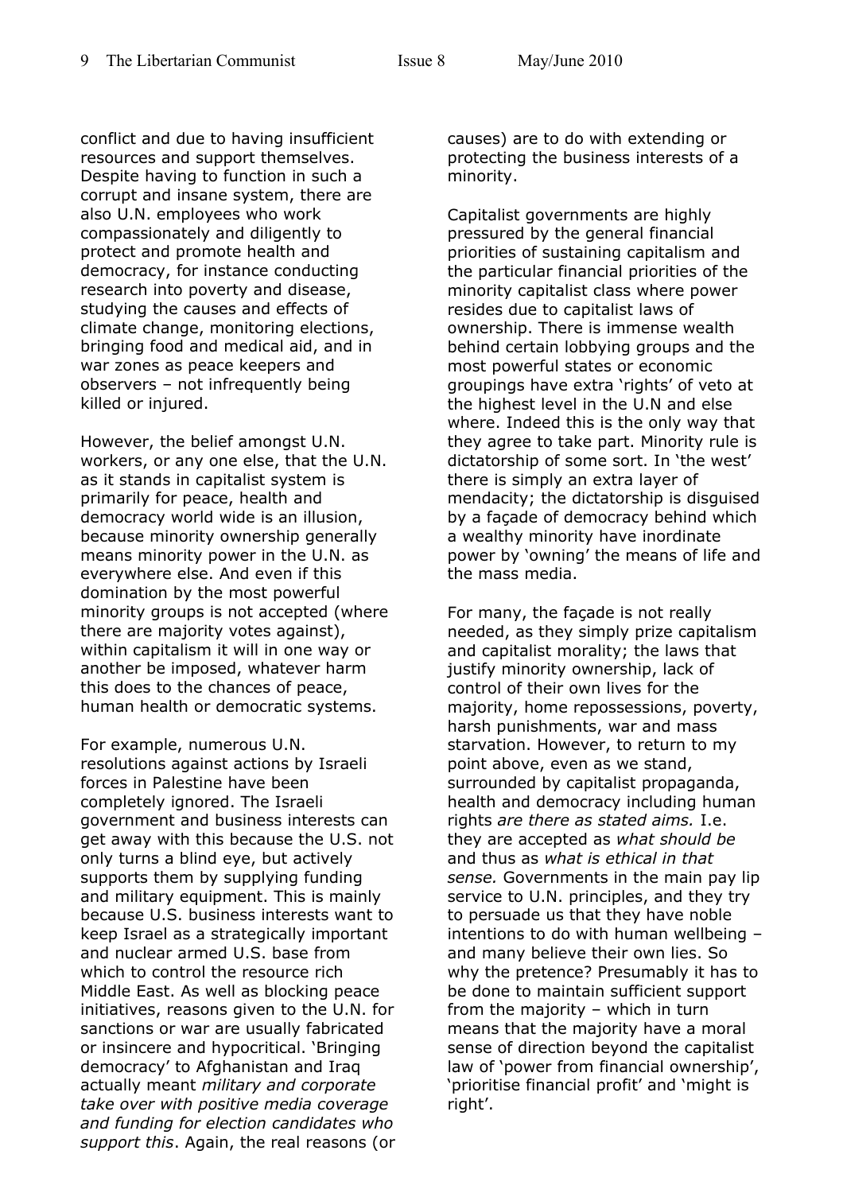conflict and due to having insufficient resources and support themselves. Despite having to function in such a corrupt and insane system, there are also U.N. employees who work compassionately and diligently to protect and promote health and democracy, for instance conducting research into poverty and disease, studying the causes and effects of climate change, monitoring elections, bringing food and medical aid, and in war zones as peace keepers and observers – not infrequently being killed or injured.

However, the belief amongst U.N. workers, or any one else, that the U.N. as it stands in capitalist system is primarily for peace, health and democracy world wide is an illusion, because minority ownership generally means minority power in the U.N. as everywhere else. And even if this domination by the most powerful minority groups is not accepted (where there are majority votes against), within capitalism it will in one way or another be imposed, whatever harm this does to the chances of peace, human health or democratic systems.

For example, numerous U.N. resolutions against actions by Israeli forces in Palestine have been completely ignored. The Israeli government and business interests can get away with this because the U.S. not only turns a blind eye, but actively supports them by supplying funding and military equipment. This is mainly because U.S. business interests want to keep Israel as a strategically important and nuclear armed U.S. base from which to control the resource rich Middle East. As well as blocking peace initiatives, reasons given to the U.N. for sanctions or war are usually fabricated or insincere and hypocritical. 'Bringing democracy' to Afghanistan and Iraq actually meant *military and corporate take over with positive media coverage and funding for election candidates who support this*. Again, the real reasons (or causes) are to do with extending or protecting the business interests of a minority.

Capitalist governments are highly pressured by the general financial priorities of sustaining capitalism and the particular financial priorities of the minority capitalist class where power resides due to capitalist laws of ownership. There is immense wealth behind certain lobbying groups and the most powerful states or economic groupings have extra 'rights' of veto at the highest level in the U.N and else where. Indeed this is the only way that they agree to take part. Minority rule is dictatorship of some sort. In 'the west' there is simply an extra layer of mendacity; the dictatorship is disguised by a façade of democracy behind which a wealthy minority have inordinate power by 'owning' the means of life and the mass media.

For many, the façade is not really needed, as they simply prize capitalism and capitalist morality; the laws that justify minority ownership, lack of control of their own lives for the majority, home repossessions, poverty, harsh punishments, war and mass starvation. However, to return to my point above, even as we stand, surrounded by capitalist propaganda, health and democracy including human rights *are there as stated aims.* I.e. they are accepted as *what should be* and thus as *what is ethical in that sense.* Governments in the main pay lip service to U.N. principles, and they try to persuade us that they have noble intentions to do with human wellbeing – and many believe their own lies. So why the pretence? Presumably it has to be done to maintain sufficient support from the majority – which in turn means that the majority have a moral sense of direction beyond the capitalist law of 'power from financial ownership', 'prioritise financial profit' and 'might is right'.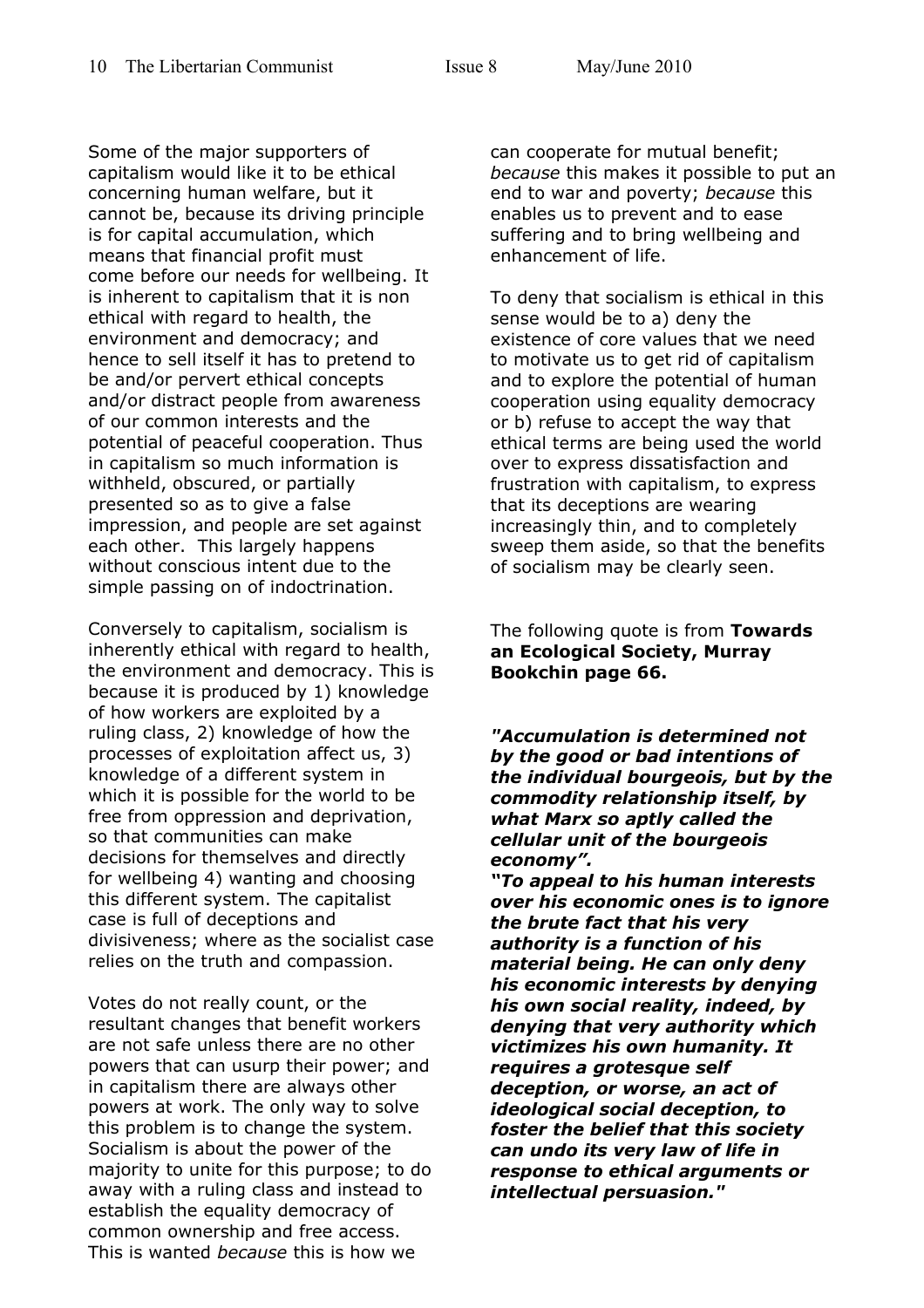Some of the major supporters of capitalism would like it to be ethical concerning human welfare, but it cannot be, because its driving principle is for capital accumulation, which means that financial profit must come before our needs for wellbeing. It is inherent to capitalism that it is non ethical with regard to health, the environment and democracy; and hence to sell itself it has to pretend to be and/or pervert ethical concepts and/or distract people from awareness of our common interests and the potential of peaceful cooperation. Thus in capitalism so much information is withheld, obscured, or partially presented so as to give a false impression, and people are set against each other. This largely happens without conscious intent due to the simple passing on of indoctrination.

Conversely to capitalism, socialism is inherently ethical with regard to health, the environment and democracy. This is because it is produced by 1) knowledge of how workers are exploited by a ruling class, 2) knowledge of how the processes of exploitation affect us, 3) knowledge of a different system in which it is possible for the world to be free from oppression and deprivation, so that communities can make decisions for themselves and directly for wellbeing 4) wanting and choosing this different system. The capitalist case is full of deceptions and divisiveness; where as the socialist case relies on the truth and compassion.

Votes do not really count, or the resultant changes that benefit workers are not safe unless there are no other powers that can usurp their power; and in capitalism there are always other powers at work. The only way to solve this problem is to change the system. Socialism is about the power of the majority to unite for this purpose; to do away with a ruling class and instead to establish the equality democracy of common ownership and free access. This is wanted *because* this is how we can cooperate for mutual benefit; *because* this makes it possible to put an end to war and poverty; *because* this enables us to prevent and to ease suffering and to bring wellbeing and enhancement of life.

To deny that socialism is ethical in this sense would be to a) deny the existence of core values that we need to motivate us to get rid of capitalism and to explore the potential of human cooperation using equality democracy or b) refuse to accept the way that ethical terms are being used the world over to express dissatisfaction and frustration with capitalism, to express that its deceptions are wearing increasingly thin, and to completely sweep them aside, so that the benefits of socialism may be clearly seen.

The following quote is from **Towards an Ecological Society, Murray Bookchin page 66.**

***"Accumulation is determined not by the good or bad intentions of the individual bourgeois, but by the commodity relationship itself, by what Marx so aptly called the cellular unit of the bourgeois economy".***

***"To appeal to his human interests over his economic ones is to ignore the brute fact that his very authority is a function of his material being. He can only deny his economic interests by denying his own social reality, indeed, by denying that very authority which victimizes his own humanity. It requires a grotesque self deception, or worse, an act of ideological social deception, to foster the belief that this society can undo its very law of life in response to ethical arguments or intellectual persuasion."***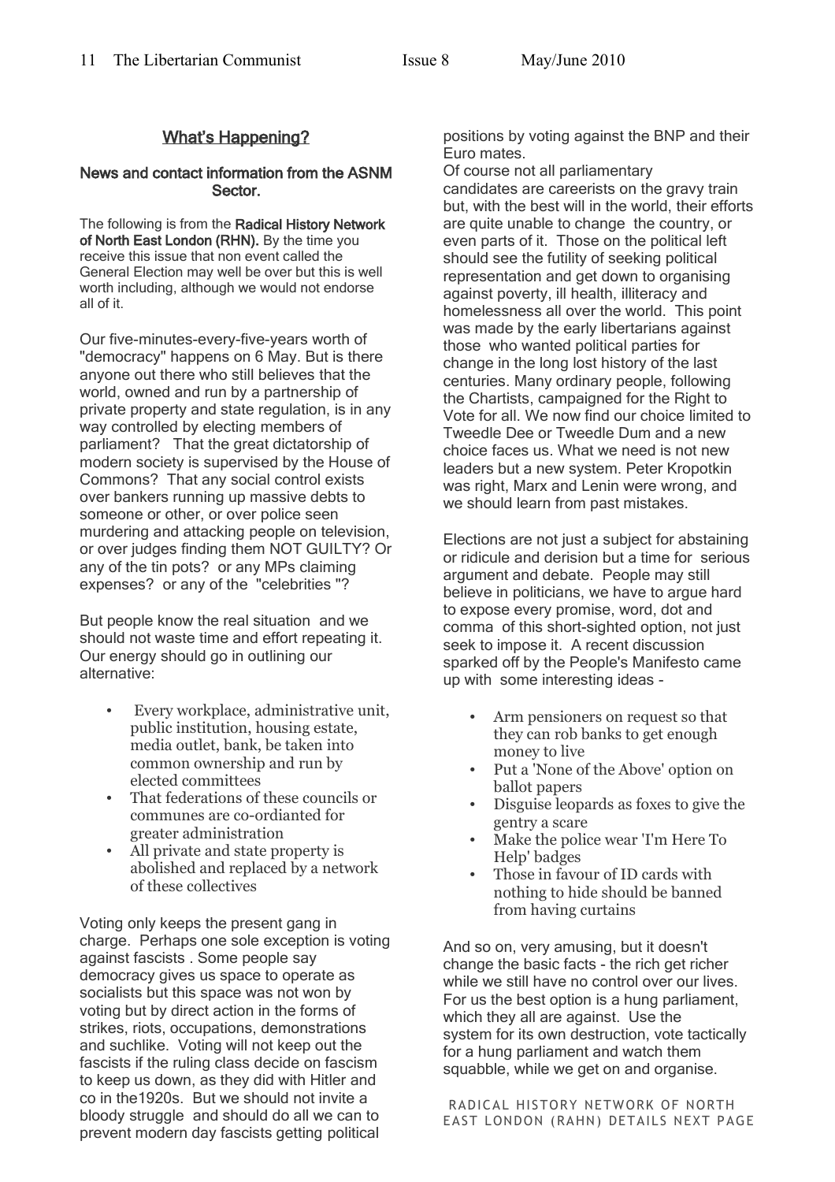## What's Happening?

### News and contact information from the ASNM Sector.

The following is from the **Radical History Network of North East London (RHN).** By the time you receive this issue that non event called the General Election may well be over but this is well worth including, although we would not endorse all of it.

Our five-minutes-every-five-years worth of "democracy" happens on 6 May. But is there anyone out there who still believes that the world, owned and run by a partnership of private property and state regulation, is in any way controlled by electing members of parliament? That the great dictatorship of modern society is supervised by the House of Commons? That any social control exists over bankers running up massive debts to someone or other, or over police seen murdering and attacking people on television, or over judges finding them NOT GUILTY? Or any of the tin pots? or any MPs claiming expenses? or any of the "celebrities "?

But people know the real situation and we should not waste time and effort repeating it. Our energy should go in outlining our alternative:

- Every workplace, administrative unit, public institution, housing estate, media outlet, bank, be taken into common ownership and run by elected committees
- That federations of these councils or communes are co-ordianted for greater administration
- All private and state property is abolished and replaced by a network of these collectives

Voting only keeps the present gang in charge. Perhaps one sole exception is voting against fascists . Some people say democracy gives us space to operate as socialists but this space was not won by voting but by direct action in the forms of strikes, riots, occupations, demonstrations and suchlike. Voting will not keep out the fascists if the ruling class decide on fascism to keep us down, as they did with Hitler and co in the1920s. But we should not invite a bloody struggle and should do all we can to prevent modern day fascists getting political positions by voting against the BNP and their Euro mates.

Of course not all parliamentary candidates are careerists on the gravy train but, with the best will in the world, their efforts are quite unable to change the country, or even parts of it. Those on the political left should see the futility of seeking political representation and get down to organising against poverty, ill health, illiteracy and homelessness all over the world. This point was made by the early libertarians against those who wanted political parties for change in the long lost history of the last centuries. Many ordinary people, following the Chartists, campaigned for the Right to Vote for all. We now find our choice limited to Tweedle Dee or Tweedle Dum and a new choice faces us. What we need is not new leaders but a new system. Peter Kropotkin was right, Marx and Lenin were wrong, and we should learn from past mistakes.

Elections are not just a subject for abstaining or ridicule and derision but a time for serious argument and debate. People may still believe in politicians, we have to argue hard to expose every promise, word, dot and comma of this short-sighted option, not just seek to impose it. A recent discussion sparked off by the People's Manifesto came up with some interesting ideas -

- Arm pensioners on request so that they can rob banks to get enough money to live
- Put a 'None of the Above' option on ballot papers
- Disguise leopards as foxes to give the gentry a scare
- Make the police wear 'I'm Here To Help' badges
- Those in favour of ID cards with nothing to hide should be banned from having curtains

And so on, very amusing, but it doesn't change the basic facts - the rich get richer while we still have no control over our lives. For us the best option is a hung parliament, which they all are against. Use the system for its own destruction, vote tactically for a hung parliament and watch them squabble, while we get on and organise.

RADICAL HISTORY NETWORK OF NORTH EAST LONDON (RAHN) DETAILS NEXT PAGE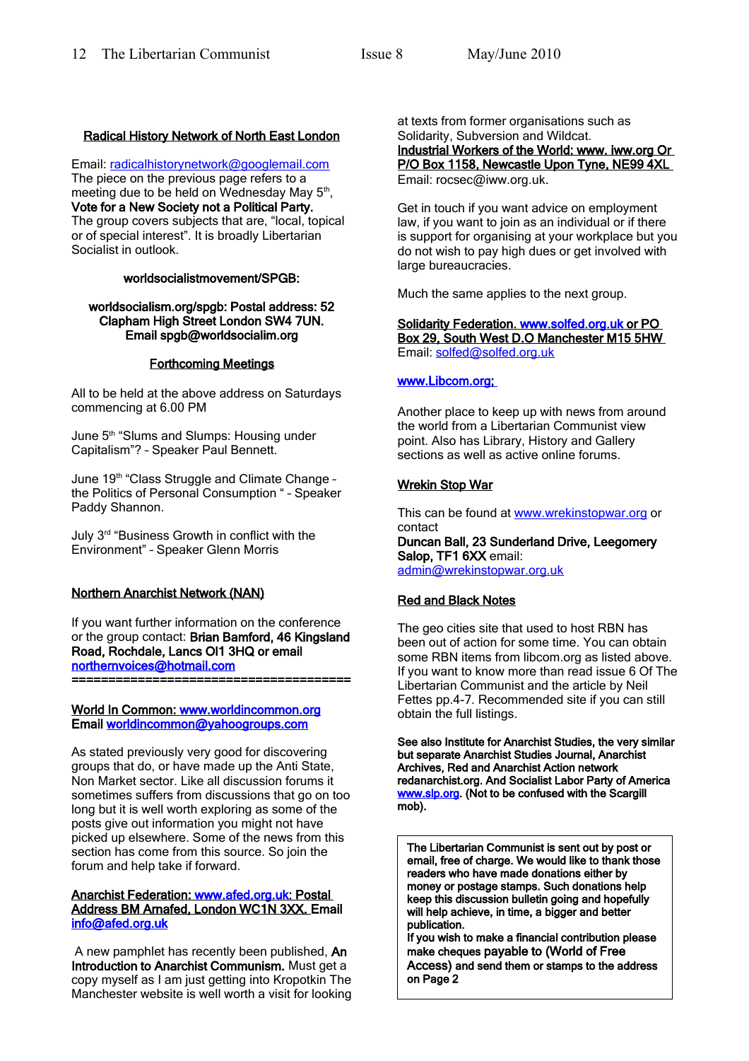## Radical History Network of North East London

Email: radicalhistorynetwork@googlemail.com
The piece on the previous page refers to a meeting due to be held on Wednesday May 5th, **Vote for a New Society not a Political Party.** The group covers subjects that are, "local, topical or of special interest". It is broadly Libertarian Socialist in outlook.

**worldsocialistmovement/SPGB:**

**worldsocialism.org/spgb: Postal address: 52 Clapham High Street London SW4 7UN. Email spgb@worldsocialim.org**

## Forthcoming Meetings

All to be held at the above address on Saturdays commencing at 6.00 PM

June 5th "Slums and Slumps: Housing under Capitalism"? – Speaker Paul Bennett.

June 19th "Class Struggle and Climate Change – the Politics of Personal Consumption " – Speaker Paddy Shannon.

July 3rd "Business Growth in conflict with the Environment" – Speaker Glenn Morris

## Northern Anarchist Network (NAN)

If you want further information on the conference or the group contact: **Brian Bamford, 46 Kingsland Road, Rochdale, Lancs Ol1 3HQ or email** northernvoices@hotmail.com

=====================================

## World In Common: www.worldincommon.org

**Email** worldincommon@yahoogroups.com

As stated previously very good for discovering groups that do, or have made up the Anti State, Non Market sector. Like all discussion forums it sometimes suffers from discussions that go on too long but it is well worth exploring as some of the posts give out information you might not have picked up elsewhere. Some of the news from this section has come from this source. So join the forum and help take if forward.

## Anarchist Federation: www.afed.org.uk: Postal Address BM Amafed, London WC1N 3XX. Email info@afed.org.uk

A new pamphlet has recently been published, **An Introduction to Anarchist Communism.** Must get a copy myself as I am just getting into Kropotkin The Manchester website is well worth a visit for looking at texts from former organisations such as Solidarity, Subversion and Wildcat.

## Industrial Workers of the World: www. iww.org Or P/O Box 1158, Newcastle Upon Tyne, NE99 4XL

Email: rocsec@iww.org.uk.

Get in touch if you want advice on employment law, if you want to join as an individual or if there is support for organising at your workplace but you do not wish to pay high dues or get involved with large bureaucracies.

Much the same applies to the next group.

## Solidarity Federation. www.solfed.org.uk or PO Box 29, South West D.O Manchester M15 5HW

Email: solfed@solfed.org.uk

## www.Libcom.org;

Another place to keep up with news from around the world from a Libertarian Communist view point. Also has Library, History and Gallery sections as well as active online forums.

## Wrekin Stop War

This can be found at www.wrekinstopwar.org or contact
**Duncan Ball, 23 Sunderland Drive, Leegomery Salop, TF1 6XX** email: admin@wrekinstopwar.org.uk

## Red and Black Notes

The geo cities site that used to host RBN has been out of action for some time. You can obtain some RBN items from libcom.org as listed above. If you want to know more than read issue 6 Of The Libertarian Communist and the article by Neil Fettes pp.4-7. Recommended site if you can still obtain the full listings.

**See also Institute for Anarchist Studies, the very similar but separate Anarchist Studies Journal, Anarchist Archives, Red and Anarchist Action network redanarchist.org. And Socialist Labor Party of America** www.slp.org. **(Not to be confused with the Scargill mob).**

**The Libertarian Communist is sent out by post or email, free of charge. We would like to thank those readers who have made donations either by money or postage stamps. Such donations help keep this discussion bulletin going and hopefully will help achieve, in time, a bigger and better publication.**
**If you wish to make a financial contribution please make cheques payable to (World of Free Access) and send them or stamps to the address on Page 2**